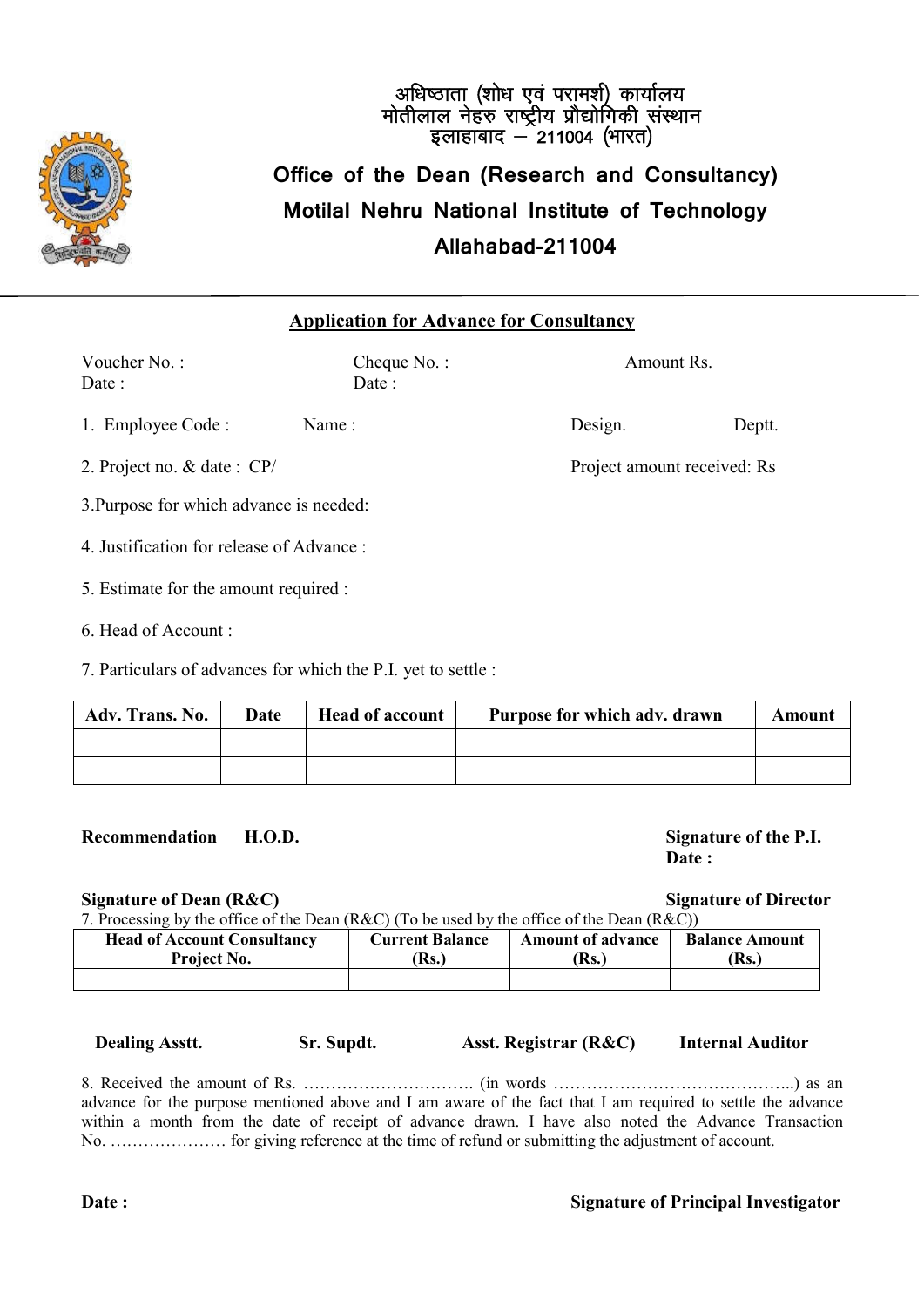अधिष्ठाता (शोध एवं परामर्श) कार्यालय
मोतीलाल नेहरु राष्ट्रीय प्रौद्योगिकी संस्थान
इलाहाबाद – 211004 (भारत)

# Office of the Dean (Research and Consultancy)
# Motilal Nehru National Institute of Technology
# Allahabad-211004

## Application for Advance for Consultancy

Voucher No. : Cheque No. : Amount Rs.
Date : Date :

1. Employee Code : Name : Design. Deptt.

2. Project no. & date : CP/ Project amount received: Rs

3. Purpose for which advance is needed:

4. Justification for release of Advance :

5. Estimate for the amount required :

6. Head of Account :

7. Particulars of advances for which the P.I. yet to settle :

| Adv. Trans. No. | Date | Head of account | Purpose for which adv. drawn | Amount |
|---|---|---|---|---|
| | | | | |
| | | | | |

**Recommendation H.O.D.**

**Signature of the P.I.**
**Date :**

**Signature of Dean (R&C)**

**Signature of Director**

7. Processing by the office of the Dean (R&C) (To be used by the office of the Dean (R&C))

| Head of Account Consultancy Project No. | Current Balance (Rs.) | Amount of advance (Rs.) | Balance Amount (Rs.) |
|---|---|---|---|
| | | | |

**Dealing Asstt.** **Sr. Supdt.** **Asst. Registrar (R&C)** **Internal Auditor**

8. Received the amount of Rs. …………………………. (in words ……………………………………..) as an advance for the purpose mentioned above and I am aware of the fact that I am required to settle the advance within a month from the date of receipt of advance drawn. I have also noted the Advance Transaction No. ………………… for giving reference at the time of refund or submitting the adjustment of account.

**Date :**

**Signature of Principal Investigator**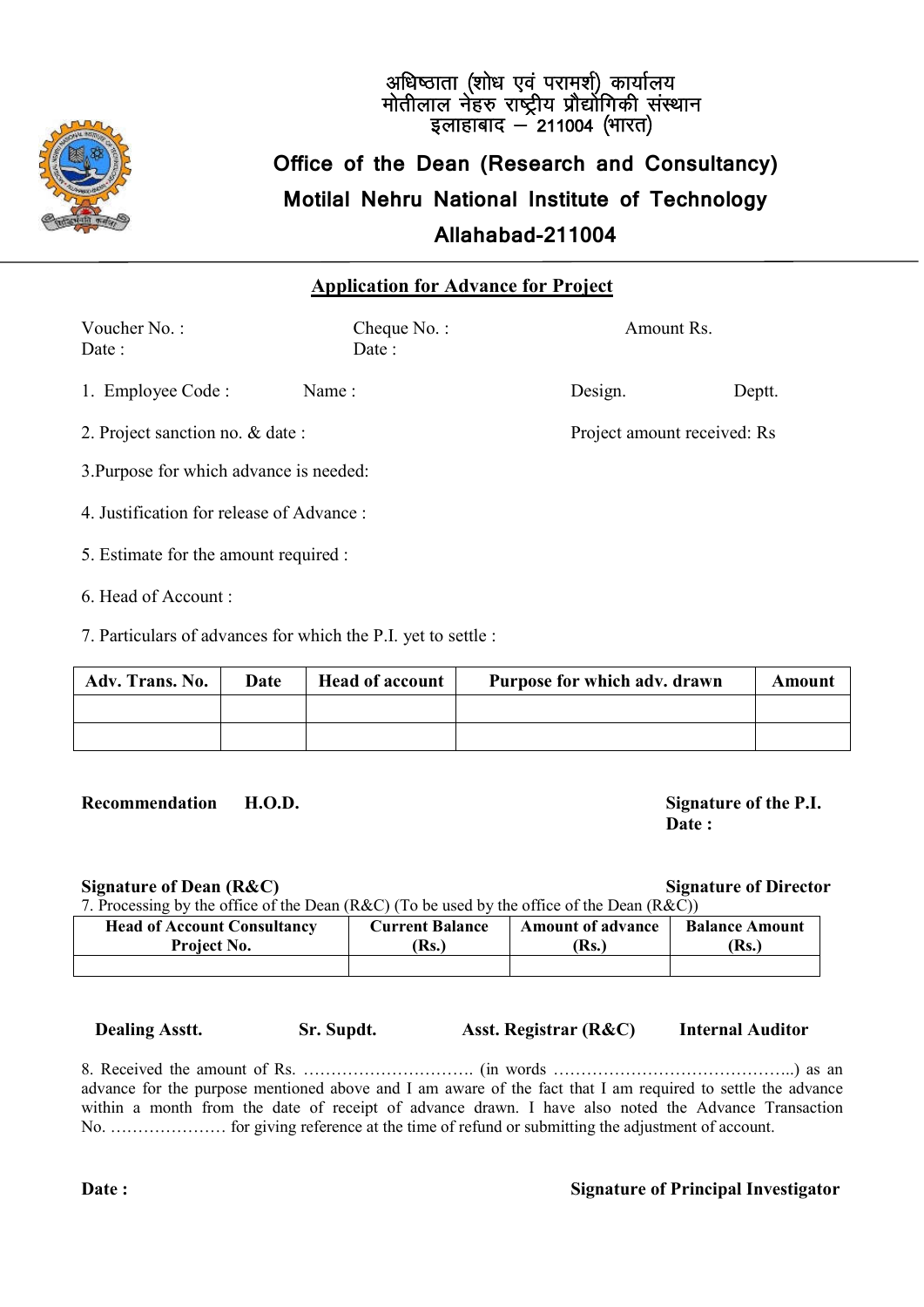अधिष्ठाता (शोध एवं परामर्श) कार्यालय
मोतीलाल नेहरु राष्ट्रीय प्रौद्योगिकी संस्थान
इलाहाबाद – 211004 (भारत)

# Office of the Dean (Research and Consultancy)

# Motilal Nehru National Institute of Technology

# Allahabad-211004

## Application for Advance for Project

Voucher No. :
Date :

Cheque No. :
Date :

Amount Rs.

1. Employee Code : Name : Design. Deptt.

2. Project sanction no. & date : Project amount received: Rs

3.Purpose for which advance is needed:

4. Justification for release of Advance :

5. Estimate for the amount required :

6. Head of Account :

7. Particulars of advances for which the P.I. yet to settle :

| Adv. Trans. No. | Date | Head of account | Purpose for which adv. drawn | Amount |
|---|---|---|---|---|
| | | | | |
| | | | | |

**Recommendation H.O.D.**

**Signature of the P.I.**
**Date :**

**Signature of Dean (R&C)**

**Signature of Director**

7. Processing by the office of the Dean (R&C) (To be used by the office of the Dean (R&C))

| Head of Account Consultancy Project No. | Current Balance (Rs.) | Amount of advance (Rs.) | Balance Amount (Rs.) |
|---|---|---|---|
| | | | |

**Dealing Asstt.** **Sr. Supdt.** **Asst. Registrar (R&C)** **Internal Auditor**

8. Received the amount of Rs. …………………………. (in words ……………………………………..) as an advance for the purpose mentioned above and I am aware of the fact that I am required to settle the advance within a month from the date of receipt of advance drawn. I have also noted the Advance Transaction No. ………………… for giving reference at the time of refund or submitting the adjustment of account.

**Date :**

**Signature of Principal Investigator**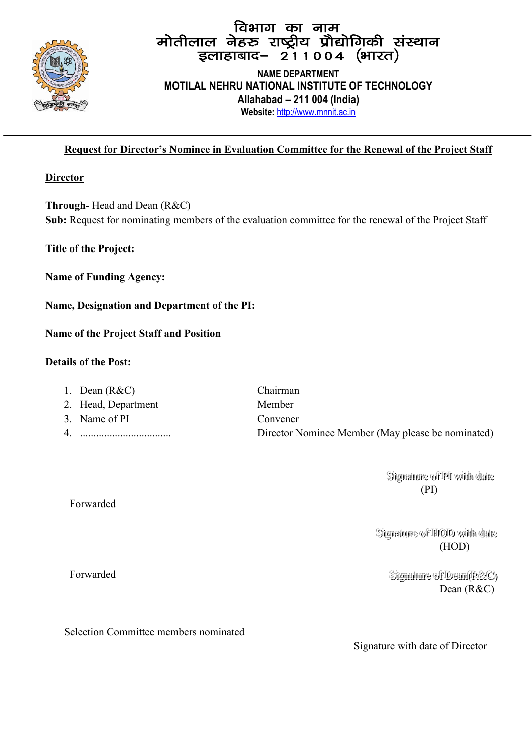# विभाग का नाम
# मोतीलाल नेहरु राष्ट्रीय प्रौद्योगिकी संस्थान
# इलाहाबाद– 211004 (भारत)

**NAME DEPARTMENT**
**MOTILAL NEHRU NATIONAL INSTITUTE OF TECHNOLOGY**
**Allahabad – 211 004 (India)**
**Website:** http://www.mnnit.ac.in

---

**Request for Director's Nominee in Evaluation Committee for the Renewal of the Project Staff**

**Director**

**Through-** Head and Dean (R&C)
**Sub:** Request for nominating members of the evaluation committee for the renewal of the Project Staff

**Title of the Project:**

**Name of Funding Agency:**

**Name, Designation and Department of the PI:**

**Name of the Project Staff and Position**

**Details of the Post:**

1. Dean (R&C) — Chairman
2. Head, Department — Member
3. Name of PI — Convener
4. .................................. — Director Nominee Member (May please be nominated)

Signature of PI with date
(PI)

Forwarded

Signature of HOD with date
(HOD)

Forwarded

Signature of Dean(R&C)
Dean (R&C)

Selection Committee members nominated

Signature with date of Director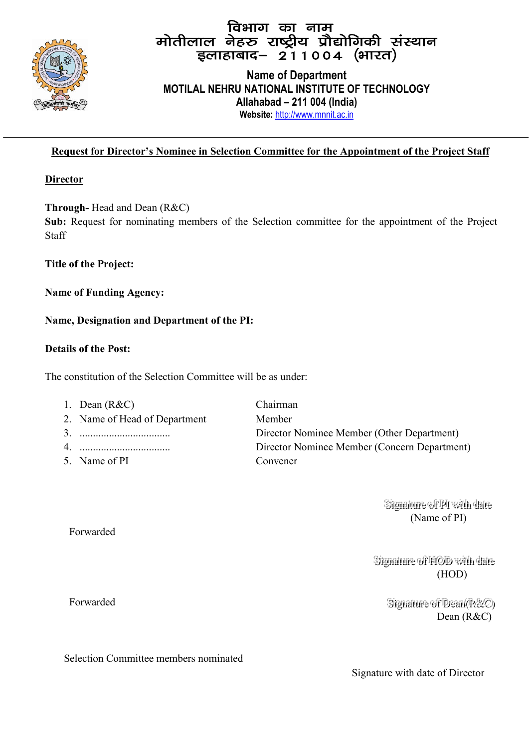विभाग का नाम
मोतीलाल नेहरु राष्ट्रीय प्रौद्योगिकी संस्थान
इलाहाबाद– 211004 (भारत)

**Name of Department**
**MOTILAL NEHRU NATIONAL INSTITUTE OF TECHNOLOGY**
**Allahabad – 211 004 (India)**
**Website:** http://www.mnnit.ac.in

---

## Request for Director's Nominee in Selection Committee for the Appointment of the Project Staff

**Director**

**Through-** Head and Dean (R&C)
**Sub:** Request for nominating members of the Selection committee for the appointment of the Project Staff

**Title of the Project:**

**Name of Funding Agency:**

**Name, Designation and Department of the PI:**

**Details of the Post:**

The constitution of the Selection Committee will be as under:

| | | |
|---|---|---|
| 1. | Dean (R&C) | Chairman |
| 2. | Name of Head of Department | Member |
| 3. | ................................. | Director Nominee Member (Other Department) |
| 4. | ................................. | Director Nominee Member (Concern Department) |
| 5. | Name of PI | Convener |

Signature of PI with date
(Name of PI)

Forwarded

Signature of HOD with date
(HOD)

Forwarded

Signature of Dean(R&C)
Dean (R&C)

Selection Committee members nominated

Signature with date of Director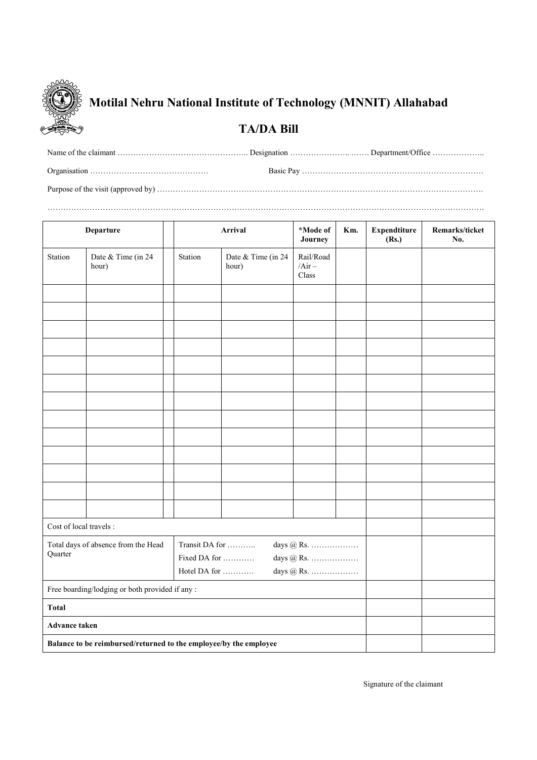# Motilal Nehru National Institute of Technology (MNNIT) Allahabad

## TA/DA Bill

Name of the claimant ………………………………………….. Designation ………………….. ……. Department/Office ………………..

Organisation ………………………………………  Basic Pay ……………………………………………………………

Purpose of the visit (approved by) …………………………………………………………………………………………………………..

……………………………………………………………………………………………………………………………………………………

| Departure | | | Arrival | | *Mode of Journey | Km. | Expendtiture (Rs.) | Remarks/ticket No. |
|---|---|---|---|---|---|---|---|---|
| Station | Date & Time (in 24 hour) | | Station | Date & Time (in 24 hour) | Rail/Road /Air – Class | | | |
| | | | | | | | | |
| | | | | | | | | |
| | | | | | | | | |
| | | | | | | | | |
| | | | | | | | | |
| | | | | | | | | |
| | | | | | | | | |
| | | | | | | | | |
| | | | | | | | | |
| | | | | | | | | |
| | | | | | | | | |
| | | | | | | | | |
| | | | | | | | | |
| Cost of local travels : | | | | | | | | |
| Total days of absence from the Head Quarter | | | Transit DA for ……….. days @ Rs. ………………<br>Fixed DA for ………… days @ Rs. ………………<br>Hotel DA for ………… days @ Rs. ……………… | | | | | |
| Free boarding/lodging or both provided if any : | | | | | | | | |
| **Total** | | | | | | | | |
| **Advance taken** | | | | | | | | |
| **Balance to be reimbursed/returned to the employee/by the employee** | | | | | | | | |

Signature of the claimant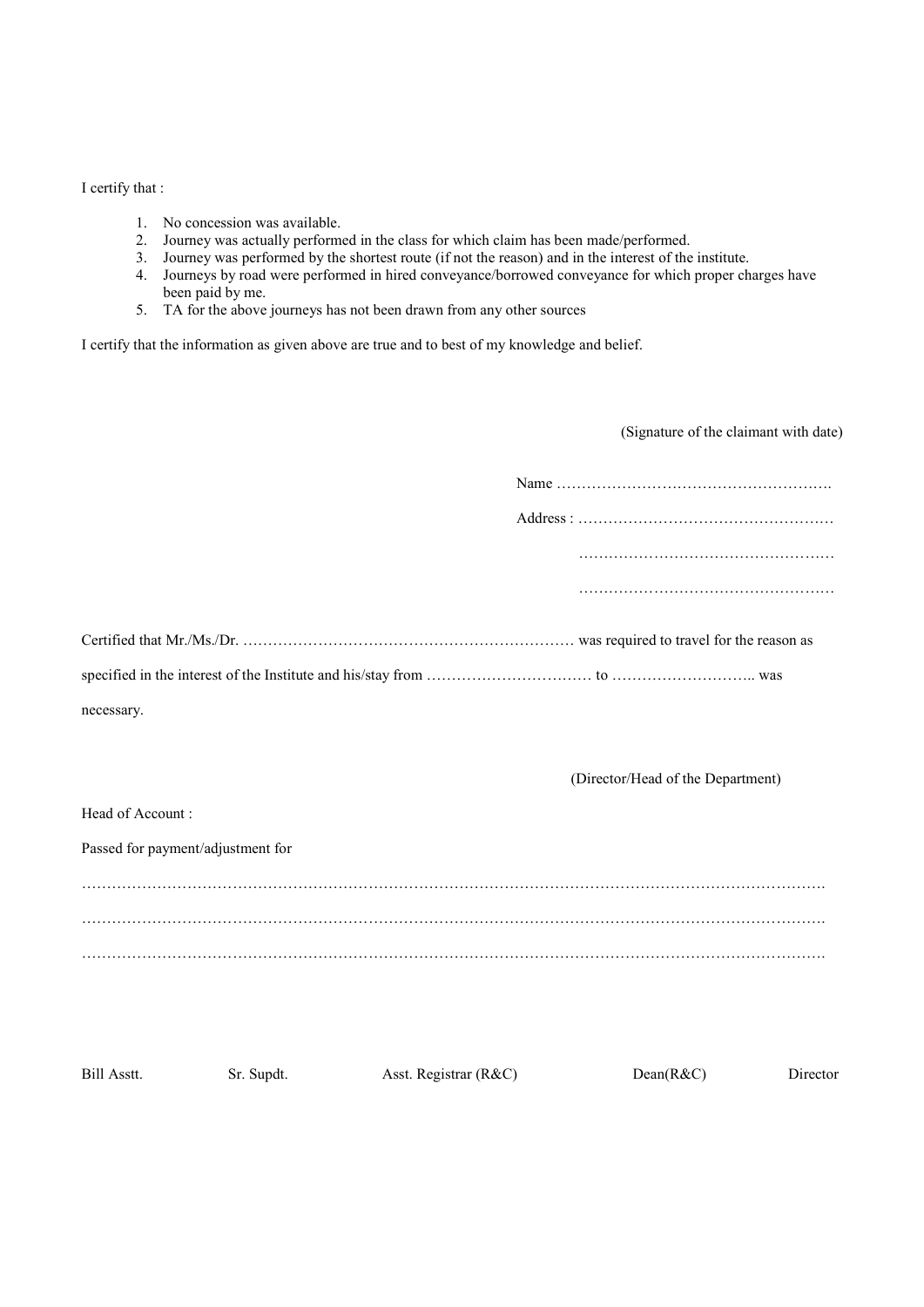I certify that :

1. No concession was available.
2. Journey was actually performed in the class for which claim has been made/performed.
3. Journey was performed by the shortest route (if not the reason) and in the interest of the institute.
4. Journeys by road were performed in hired conveyance/borrowed conveyance for which proper charges have been paid by me.
5. TA for the above journeys has not been drawn from any other sources

I certify that the information as given above are true and to best of my knowledge and belief.

(Signature of the claimant with date)

Name ……………………………………………….

Address : ……………………………………………

……………………………………………

……………………………………………

Certified that Mr./Ms./Dr. ………………………………………………………… was required to travel for the reason as specified in the interest of the Institute and his/stay from …………………………… to ……………………….. was necessary.

(Director/Head of the Department)

Head of Account :

Passed for payment/adjustment for

…………………………………………………………………………………………………………………………….

…………………………………………………………………………………………………………………………….

…………………………………………………………………………………………………………………………….

Bill Asstt. Sr. Supdt. Asst. Registrar (R&C) Dean(R&C) Director